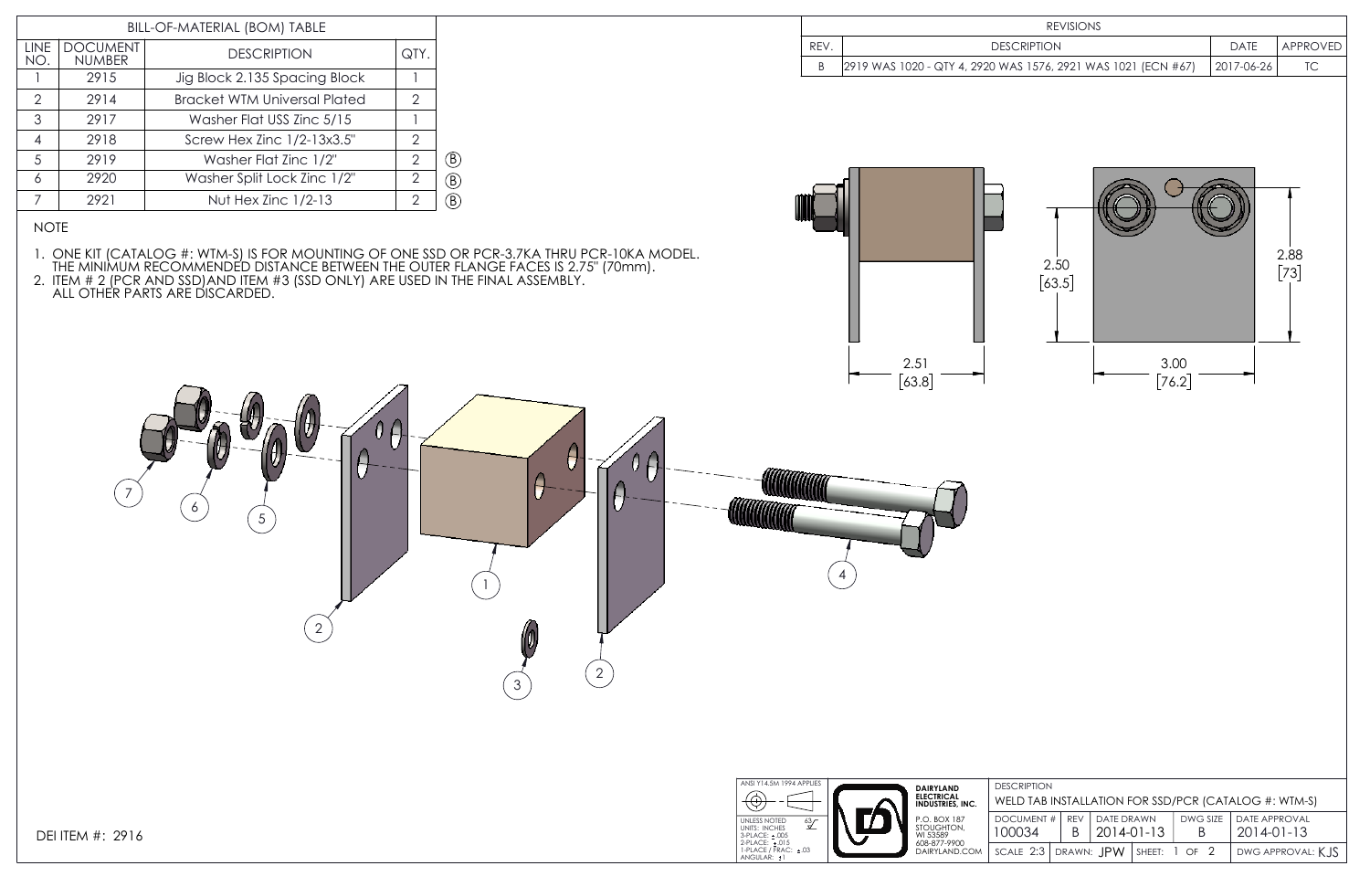## BILL-OF-MATERIAL (BOM) TABLE

| LINE NO. | DOCUMENT NUMBER | DESCRIPTION | QTY. | |
|---|---|---|---|---|
| 1 | 2915 | Jig Block 2.135 Spacing Block | 1 | |
| 2 | 2914 | Bracket WTM Universal Plated | 2 | |
| 3 | 2917 | Washer Flat USS Zinc 5/15 | 1 | |
| 4 | 2918 | Screw Hex Zinc 1/2-13x3.5" | 2 | |
| 5 | 2919 | Washer Flat Zinc 1/2" | 2 | (B) |
| 6 | 2920 | Washer Split Lock Zinc 1/2" | 2 | (B) |
| 7 | 2921 | Nut Hex Zinc 1/2-13 | 2 | (B) |

## REVISIONS

| REV. | DESCRIPTION | DATE | APPROVED |
|---|---|---|---|
| B | 2919 WAS 1020 - QTY 4, 2920 WAS 1576, 2921 WAS 1021 (ECN #67) | 2017-06-26 | TC |

NOTE

1. ONE KIT (CATALOG #: WTM-S) IS FOR MOUNTING OF ONE SSD OR PCR-3.7KA THRU PCR-10KA MODEL. THE MINIMUM RECOMMENDED DISTANCE BETWEEN THE OUTER FLANGE FACES IS 2.75" (70mm).
2. ITEM # 2 (PCR AND SSD)AND ITEM #3 (SSD ONLY) ARE USED IN THE FINAL ASSEMBLY. ALL OTHER PARTS ARE DISCARDED.

2.51 [63.8]

2.50 [63.5]

3.00 [76.2]

2.88 [73]

7 6 5 2 1 3 2 4

DEI ITEM #: 2916

ANSI Y14.5M 1994 APPLIES

UNLESS NOTED UNITS: INCHES 3-PLACE: ±.005 2-PLACE: ±.015 1-PLACE / FRAC: ±.03 ANGULAR: ±1

DAIRYLAND ELECTRICAL INDUSTRIES, INC.
P.O. BOX 187 STOUGHTON, WI 53589 608-877-9900 DAIRYLAND.COM

| DESCRIPTION | | | | | |
|---|---|---|---|---|---|
| WELD TAB INSTALLATION FOR SSD/PCR (CATALOG #: WTM-S) | | | | | |
| DOCUMENT # 100034 | REV B | DATE DRAWN 2014-01-13 | | DWG SIZE B | DATE APPROVAL 2014-01-13 |
| SCALE 2:3 | DRAWN: JPW | SHEET: 1 OF 2 | | | DWG APPROVAL: KJS |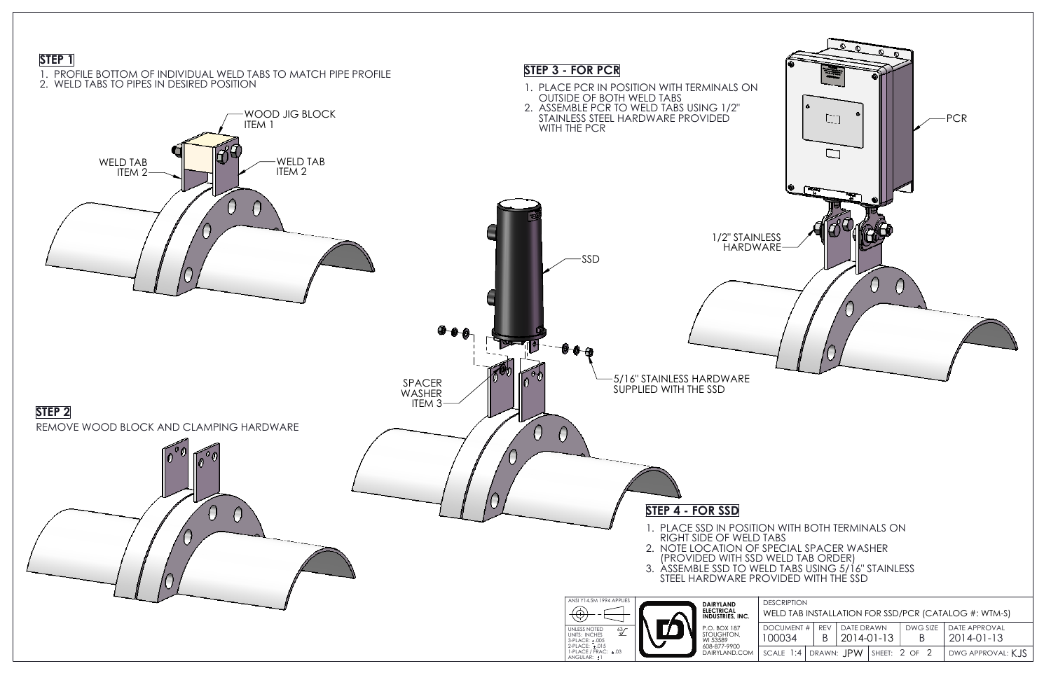## STEP 1

1. PROFILE BOTTOM OF INDIVIDUAL WELD TABS TO MATCH PIPE PROFILE
2. WELD TABS TO PIPES IN DESIRED POSITION

WOOD JIG BLOCK ITEM 1

WELD TAB ITEM 2

WELD TAB ITEM 2

## STEP 2

REMOVE WOOD BLOCK AND CLAMPING HARDWARE

## STEP 3 - FOR PCR

1. PLACE PCR IN POSITION WITH TERMINALS ON OUTSIDE OF BOTH WELD TABS
2. ASSEMBLE PCR TO WELD TABS USING 1/2" STAINLESS STEEL HARDWARE PROVIDED WITH THE PCR

PCR

1/2" STAINLESS HARDWARE

SSD

SPACER WASHER ITEM 3

5/16" STAINLESS HARDWARE SUPPLIED WITH THE SSD

## STEP 4 - FOR SSD

1. PLACE SSD IN POSITION WITH BOTH TERMINALS ON RIGHT SIDE OF WELD TABS
2. NOTE LOCATION OF SPECIAL SPACER WASHER (PROVIDED WITH SSD WELD TAB ORDER)
3. ASSEMBLE SSD TO WELD TABS USING 5/16" STAINLESS STEEL HARDWARE PROVIDED WITH THE SSD

| ANSI Y14.5M 1994 APPLIES | DAIRYLAND ELECTRICAL INDUSTRIES, INC. | DESCRIPTION | | | | |
|---|---|---|---|---|---|---|
| UNLESS NOTED UNITS: INCHES 3-PLACE: ±.005 2-PLACE: ±.015 1-PLACE / FRAC: ±.03 ANGULAR: ±1 | P.O. BOX 187 STOUGHTON, WI 53589 608-877-9900 DAIRYLAND.COM | WELD TAB INSTALLATION FOR SSD/PCR (CATALOG #: WTM-S) | | | | |
| | | DOCUMENT # 100034 | REV B | DATE DRAWN 2014-01-13 | DWG SIZE B | DATE APPROVAL 2014-01-13 |
| | | SCALE 1:4 | DRAWN: JPW | SHEET: 2 OF 2 | | DWG APPROVAL: KJS |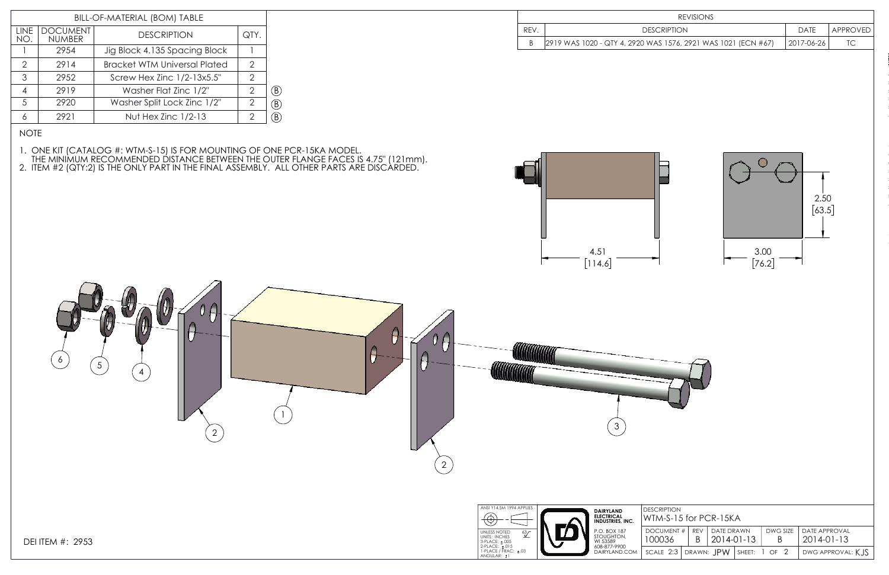## BILL-OF-MATERIAL (BOM) TABLE

| LINE NO. | DOCUMENT NUMBER | DESCRIPTION | QTY. | |
|---|---|---|---|---|
| 1 | 2954 | Jig Block 4.135 Spacing Block | 1 | |
| 2 | 2914 | Bracket WTM Universal Plated | 2 | |
| 3 | 2952 | Screw Hex Zinc 1/2-13x5.5" | 2 | |
| 4 | 2919 | Washer Flat Zinc 1/2" | 2 | (B) |
| 5 | 2920 | Washer Split Lock Zinc 1/2" | 2 | (B) |
| 6 | 2921 | Nut Hex Zinc 1/2-13 | 2 | (B) |

## REVISIONS

| REV. | DESCRIPTION | DATE | APPROVED |
|---|---|---|---|
| B | 2919 WAS 1020 - QTY 4, 2920 WAS 1576, 2921 WAS 1021 (ECN #67) | 2017-06-26 | TC |

NOTE

1. ONE KIT (CATALOG #: WTM-S-15) IS FOR MOUNTING OF ONE PCR-15KA MODEL. THE MINIMUM RECOMMENDED DISTANCE BETWEEN THE OUTER FLANGE FACES IS 4.75" (121mm).
2. ITEM #2 (QTY:2) IS THE ONLY PART IN THE FINAL ASSEMBLY. ALL OTHER PARTS ARE DISCARDED.

4.51 [114.6]

3.00 [76.2]

2.50 [63.5]

1 2 2 3 4 5 6

DEI ITEM #: 2953

| | | |
|---|---|---|
| ANSI Y14.5M 1994 APPLIES | DAIRYLAND ELECTRICAL INDUSTRIES, INC. | DESCRIPTION: WTM-S-15 for PCR-15KA |
| UNLESS NOTED UNITS: INCHES 3-PLACE: ±.005 2-PLACE: ±.015 1-PLACE / FRAC: ±.03 ANGULAR: ±1 | P.O. BOX 187 STOUGHTON, WI 53589 608-877-9900 DAIRYLAND.COM | DOCUMENT #: 100036 · REV: B · DATE DRAWN: 2014-01-13 · DWG SIZE: B · DATE APPROVAL: 2014-01-13 |
| | | SCALE 2:3 · DRAWN: JPW · SHEET: 1 OF 2 · DWG APPROVAL: KJS |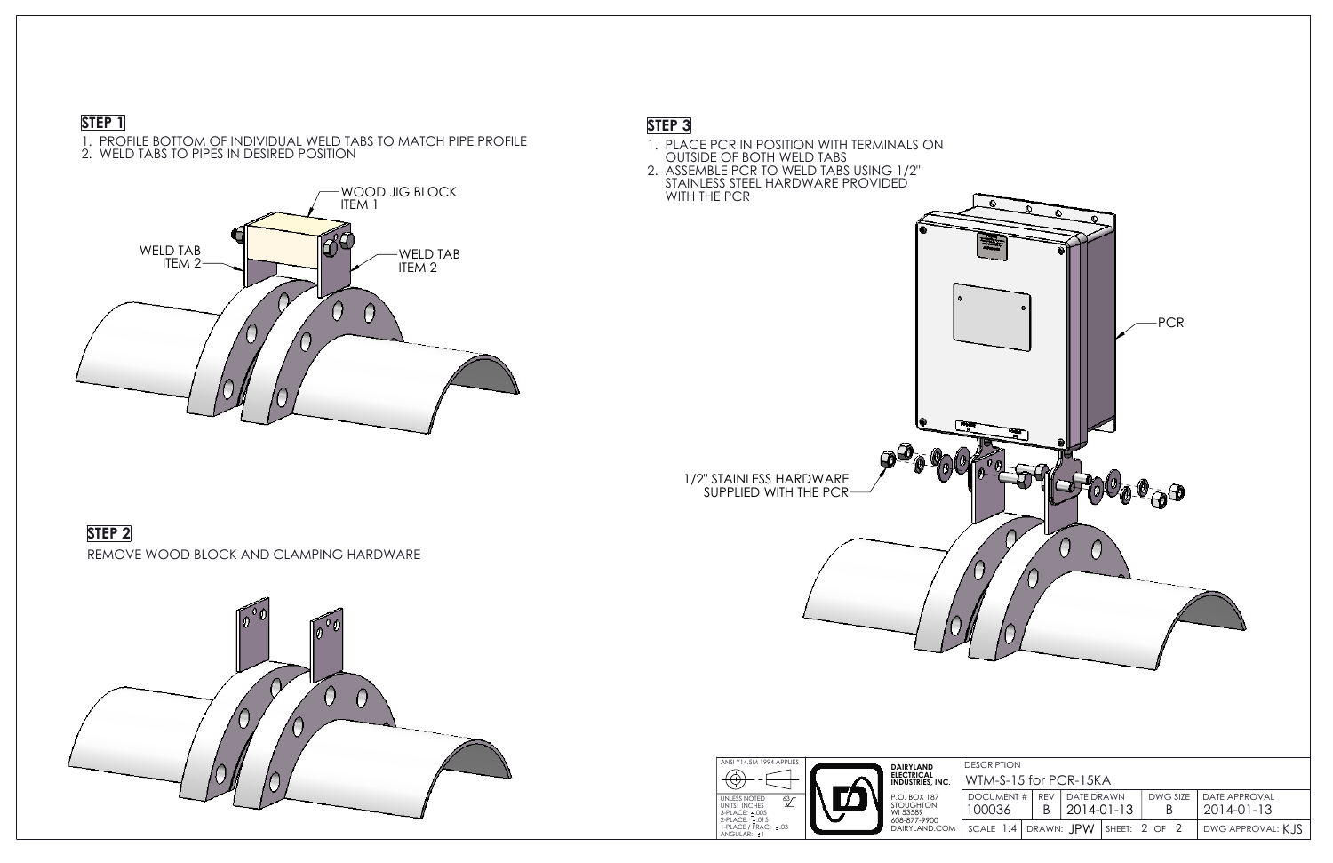## STEP 1

1. PROFILE BOTTOM OF INDIVIDUAL WELD TABS TO MATCH PIPE PROFILE
2. WELD TABS TO PIPES IN DESIRED POSITION

WOOD JIG BLOCK
ITEM 1

WELD TAB
ITEM 2

WELD TAB
ITEM 2

## STEP 2

REMOVE WOOD BLOCK AND CLAMPING HARDWARE

## STEP 3

1. PLACE PCR IN POSITION WITH TERMINALS ON OUTSIDE OF BOTH WELD TABS
2. ASSEMBLE PCR TO WELD TABS USING 1/2" STAINLESS STEEL HARDWARE PROVIDED WITH THE PCR

PCR

1/2" STAINLESS HARDWARE
SUPPLIED WITH THE PCR

| | | | | | | | | |
|---|---|---|---|---|---|---|---|---|
| ANSI Y14.5M 1994 APPLIES | DAIRYLAND ELECTRICAL INDUSTRIES, INC. | DESCRIPTION | WTM-S-15 for PCR-15KA | | | | | |
| UNLESS NOTED<br>UNITS: INCHES<br>3-PLACE: ±.005<br>2-PLACE: ±.015<br>1-PLACE / FRAC: ±.03<br>ANGULAR: ±1 | P.O. BOX 187<br>STOUGHTON, WI 53589<br>608-877-9900<br>DAIRYLAND.COM | DOCUMENT #<br>100036 | REV<br>B | DATE DRAWN<br>2014-01-13 | | DWG SIZE<br>B | DATE APPROVAL<br>2014-01-13 | |
| | | SCALE 1:4 | DRAWN: JPW | SHEET: 2 OF 2 | | | DWG APPROVAL: KJS | |